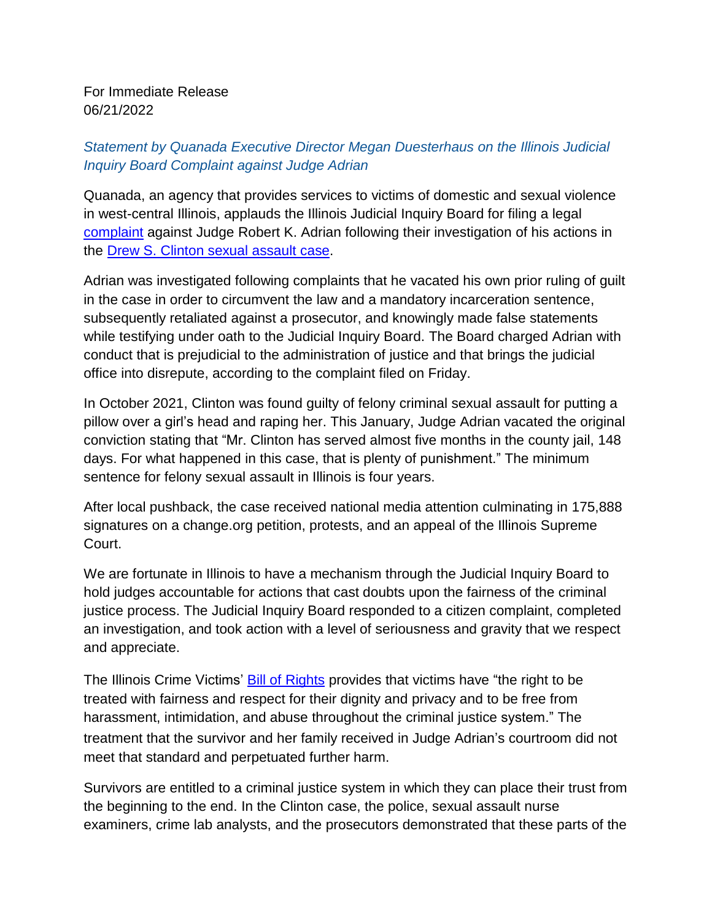For Immediate Release
06/21/2022

*Statement by Quanada Executive Director Megan Duesterhaus on the Illinois Judicial Inquiry Board Complaint against Judge Adrian*

Quanada, an agency that provides services to victims of domestic and sexual violence in west-central Illinois, applauds the Illinois Judicial Inquiry Board for filing a legal complaint against Judge Robert K. Adrian following their investigation of his actions in the Drew S. Clinton sexual assault case.

Adrian was investigated following complaints that he vacated his own prior ruling of guilt in the case in order to circumvent the law and a mandatory incarceration sentence, subsequently retaliated against a prosecutor, and knowingly made false statements while testifying under oath to the Judicial Inquiry Board. The Board charged Adrian with conduct that is prejudicial to the administration of justice and that brings the judicial office into disrepute, according to the complaint filed on Friday.

In October 2021, Clinton was found guilty of felony criminal sexual assault for putting a pillow over a girl's head and raping her. This January, Judge Adrian vacated the original conviction stating that "Mr. Clinton has served almost five months in the county jail, 148 days. For what happened in this case, that is plenty of punishment." The minimum sentence for felony sexual assault in Illinois is four years.

After local pushback, the case received national media attention culminating in 175,888 signatures on a change.org petition, protests, and an appeal of the Illinois Supreme Court.

We are fortunate in Illinois to have a mechanism through the Judicial Inquiry Board to hold judges accountable for actions that cast doubts upon the fairness of the criminal justice process. The Judicial Inquiry Board responded to a citizen complaint, completed an investigation, and took action with a level of seriousness and gravity that we respect and appreciate.

The Illinois Crime Victims' Bill of Rights provides that victims have "the right to be treated with fairness and respect for their dignity and privacy and to be free from harassment, intimidation, and abuse throughout the criminal justice system." The treatment that the survivor and her family received in Judge Adrian's courtroom did not meet that standard and perpetuated further harm.

Survivors are entitled to a criminal justice system in which they can place their trust from the beginning to the end. In the Clinton case, the police, sexual assault nurse examiners, crime lab analysts, and the prosecutors demonstrated that these parts of the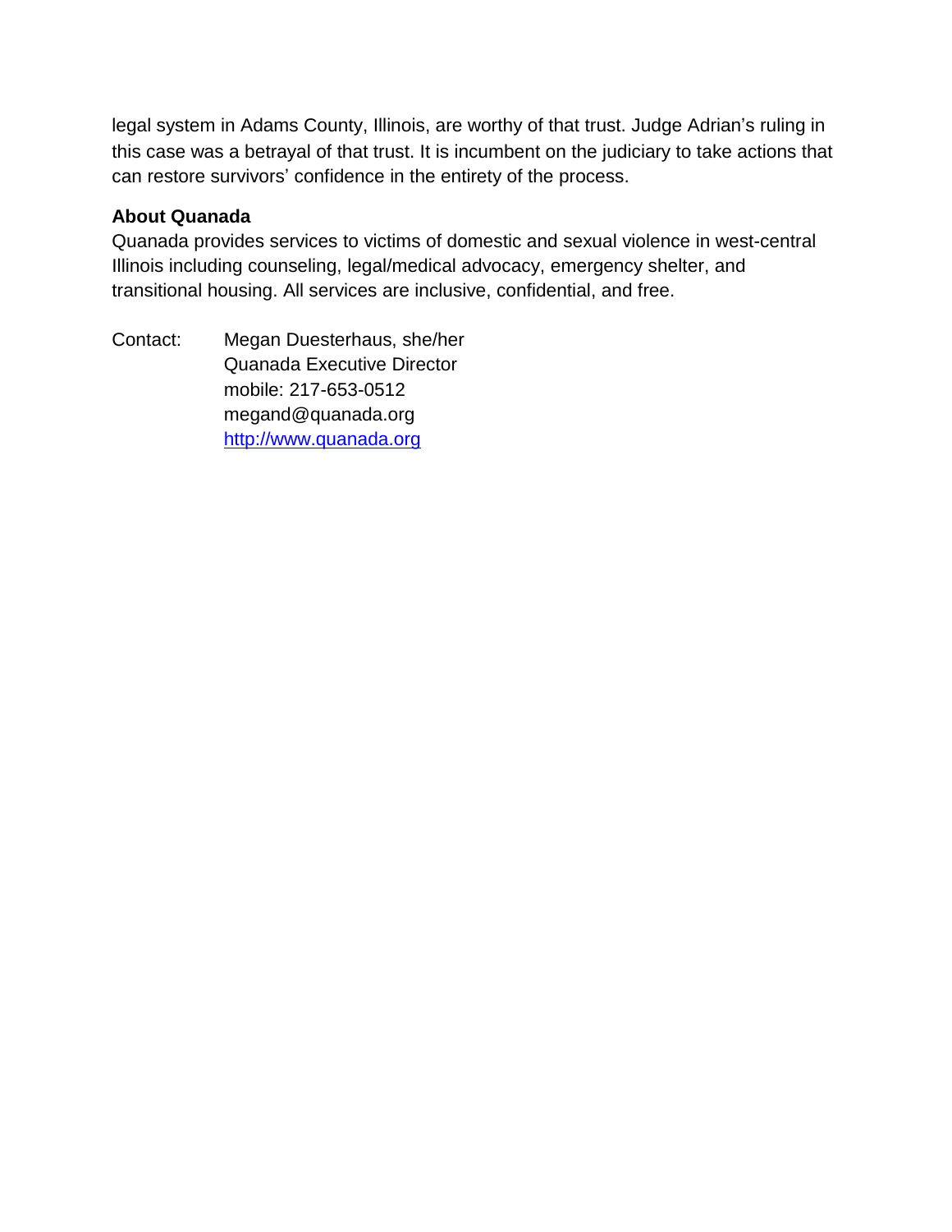legal system in Adams County, Illinois, are worthy of that trust. Judge Adrian's ruling in this case was a betrayal of that trust. It is incumbent on the judiciary to take actions that can restore survivors' confidence in the entirety of the process.

**About Quanada**

Quanada provides services to victims of domestic and sexual violence in west-central Illinois including counseling, legal/medical advocacy, emergency shelter, and transitional housing. All services are inclusive, confidential, and free.

Contact: Megan Duesterhaus, she/her
Quanada Executive Director
mobile: 217-653-0512
megand@quanada.org
[http://www.quanada.org](http://www.quanada.org)